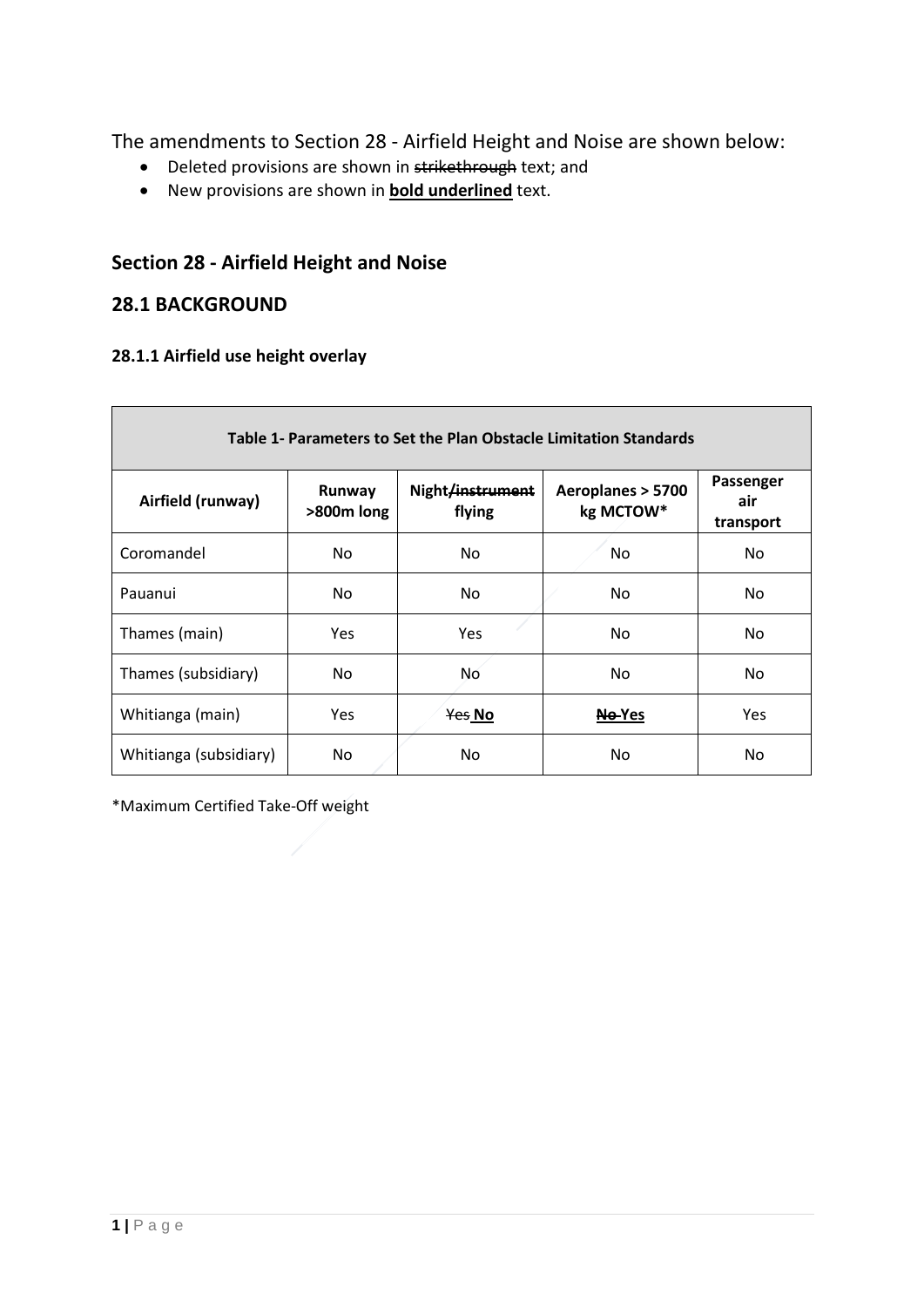The amendments to Section 28 - Airfield Height and Noise are shown below:

- Deleted provisions are shown in ~~strikethrough~~ text; and
- New provisions are shown in **<u>bold underlined</u>** text.

## Section 28 - Airfield Height and Noise

## 28.1 BACKGROUND

### 28.1.1 Airfield use height overlay

| Table 1- Parameters to Set the Plan Obstacle Limitation Standards | | | | |
|---|---|---|---|---|
| **Airfield (runway)** | **Runway >800m long** | **Night~~/instrument~~ flying** | **Aeroplanes > 5700 kg MCTOW*** | **Passenger air transport** |
| Coromandel | No | No | No | No |
| Pauanui | No | No | No | No |
| Thames (main) | Yes | Yes | No | No |
| Thames (subsidiary) | No | No | No | No |
| Whitianga (main) | Yes | ~~Yes~~ **<u>No</u>** | ~~No~~ **<u>Yes</u>** | Yes |
| Whitianga (subsidiary) | No | No | No | No |

*Maximum Certified Take-Off weight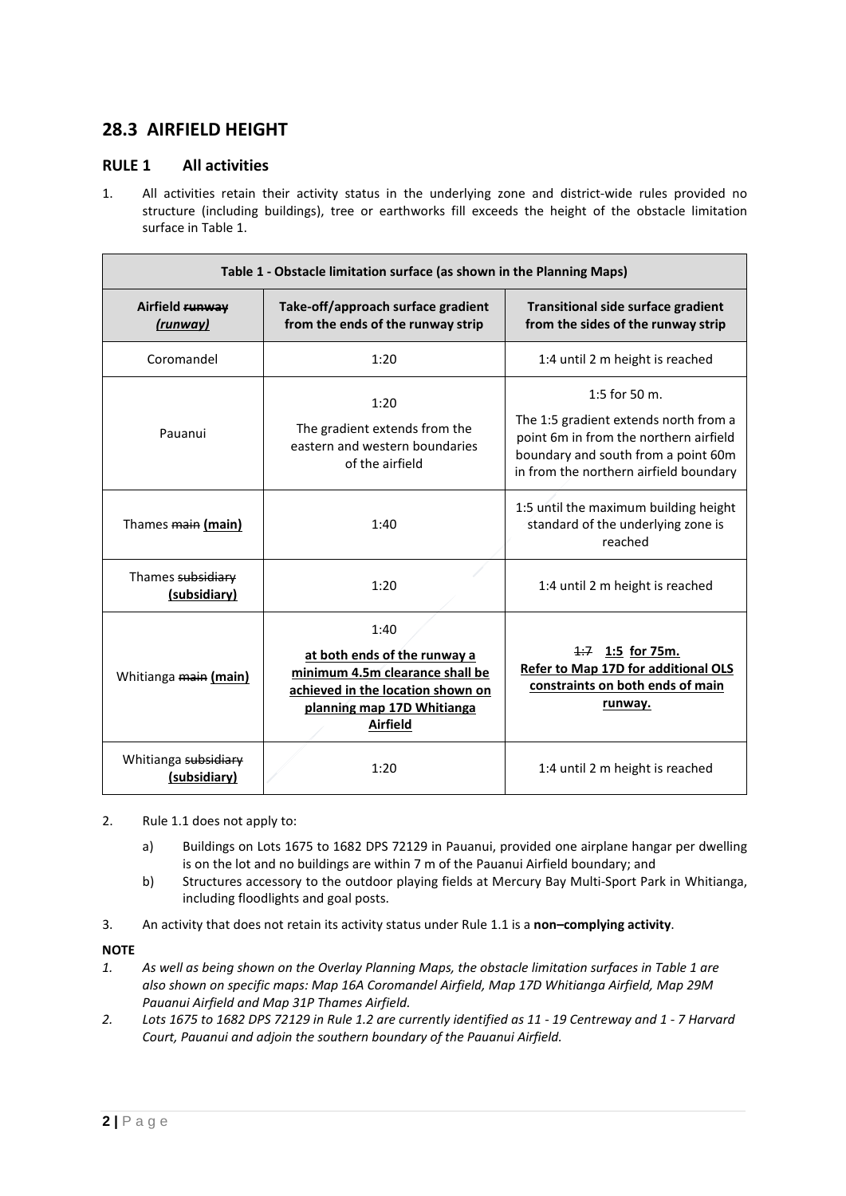## 28.3 AIRFIELD HEIGHT

### RULE 1 All activities

1. All activities retain their activity status in the underlying zone and district-wide rules provided no structure (including buildings), tree or earthworks fill exceeds the height of the obstacle limitation surface in Table 1.

| Table 1 - Obstacle limitation surface (as shown in the Planning Maps) | | |
|---|---|---|
| **Airfield ~~runway~~ _(runway)_** | **Take-off/approach surface gradient from the ends of the runway strip** | **Transitional side surface gradient from the sides of the runway strip** |
| Coromandel | 1:20 | 1:4 until 2 m height is reached |
| Pauanui | 1:20<br>The gradient extends from the eastern and western boundaries of the airfield | 1:5 for 50 m.<br>The 1:5 gradient extends north from a point 6m in from the northern airfield boundary and south from a point 60m in from the northern airfield boundary |
| Thames ~~main~~ **(main)** | 1:40 | 1:5 until the maximum building height standard of the underlying zone is reached |
| Thames ~~subsidiary~~ **(subsidiary)** | 1:20 | 1:4 until 2 m height is reached |
| Whitianga ~~main~~ **(main)** | 1:40<br>**at both ends of the runway a minimum 4.5m clearance shall be achieved in the location shown on planning map 17D Whitianga Airfield** | ~~1:7~~ **1:5 for 75m.**<br>**Refer to Map 17D for additional OLS constraints on both ends of main runway.** |
| Whitianga ~~subsidiary~~ **(subsidiary)** | 1:20 | 1:4 until 2 m height is reached |

2. Rule 1.1 does not apply to:
   a) Buildings on Lots 1675 to 1682 DPS 72129 in Pauanui, provided one airplane hangar per dwelling is on the lot and no buildings are within 7 m of the Pauanui Airfield boundary; and
   b) Structures accessory to the outdoor playing fields at Mercury Bay Multi-Sport Park in Whitianga, including floodlights and goal posts.

3. An activity that does not retain its activity status under Rule 1.1 is a **non–complying activity**.

**NOTE**

1. *As well as being shown on the Overlay Planning Maps, the obstacle limitation surfaces in Table 1 are also shown on specific maps: Map 16A Coromandel Airfield, Map 17D Whitianga Airfield, Map 29M Pauanui Airfield and Map 31P Thames Airfield.*
2. *Lots 1675 to 1682 DPS 72129 in Rule 1.2 are currently identified as 11 - 19 Centreway and 1 - 7 Harvard Court, Pauanui and adjoin the southern boundary of the Pauanui Airfield.*